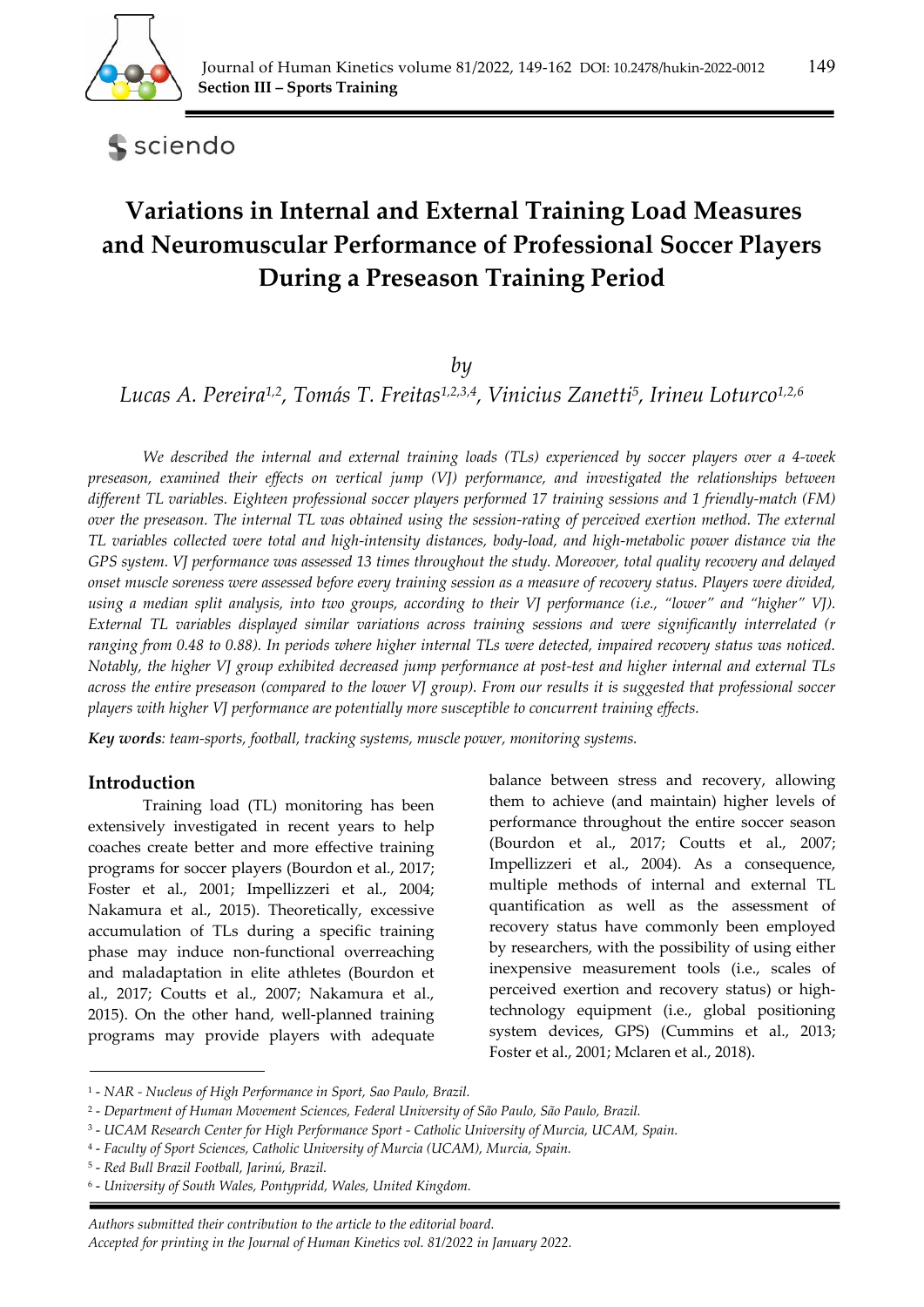# Variations in Internal and External Training Load Measures and Neuromuscular Performance of Professional Soccer Players During a Preseason Training Period

*by*

*Lucas A. Pereira[1,2], Tomás T. Freitas[1,2,3,4], Vinicius Zanetti[5], Irineu Loturco[1,2,6]*

*We described the internal and external training loads (TLs) experienced by soccer players over a 4-week preseason, examined their effects on vertical jump (VJ) performance, and investigated the relationships between different TL variables. Eighteen professional soccer players performed 17 training sessions and 1 friendly-match (FM) over the preseason. The internal TL was obtained using the session-rating of perceived exertion method. The external TL variables collected were total and high-intensity distances, body-load, and high-metabolic power distance via the GPS system. VJ performance was assessed 13 times throughout the study. Moreover, total quality recovery and delayed onset muscle soreness were assessed before every training session as a measure of recovery status. Players were divided, using a median split analysis, into two groups, according to their VJ performance (i.e., "lower" and "higher" VJ). External TL variables displayed similar variations across training sessions and were significantly interrelated (r ranging from 0.48 to 0.88). In periods where higher internal TLs were detected, impaired recovery status was noticed. Notably, the higher VJ group exhibited decreased jump performance at post-test and higher internal and external TLs across the entire preseason (compared to the lower VJ group). From our results it is suggested that professional soccer players with higher VJ performance are potentially more susceptible to concurrent training effects.*

**Key words**: *team-sports, football, tracking systems, muscle power, monitoring systems.*

## Introduction

Training load (TL) monitoring has been extensively investigated in recent years to help coaches create better and more effective training programs for soccer players (Bourdon et al., 2017; Foster et al., 2001; Impellizzeri et al., 2004; Nakamura et al., 2015). Theoretically, excessive accumulation of TLs during a specific training phase may induce non-functional overreaching and maladaptation in elite athletes (Bourdon et al., 2017; Coutts et al., 2007; Nakamura et al., 2015). On the other hand, well-planned training programs may provide players with adequate balance between stress and recovery, allowing them to achieve (and maintain) higher levels of performance throughout the entire soccer season (Bourdon et al., 2017; Coutts et al., 2007; Impellizzeri et al., 2004). As a consequence, multiple methods of internal and external TL quantification as well as the assessment of recovery status have commonly been employed by researchers, with the possibility of using either inexpensive measurement tools (i.e., scales of perceived exertion and recovery status) or high-technology equipment (i.e., global positioning system devices, GPS) (Cummins et al., 2013; Foster et al., 2001; Mclaren et al., 2018).

---

[1] - *NAR - Nucleus of High Performance in Sport, Sao Paulo, Brazil.*
[2] - *Department of Human Movement Sciences, Federal University of São Paulo, São Paulo, Brazil.*
[3] - *UCAM Research Center for High Performance Sport - Catholic University of Murcia, UCAM, Spain.*
[4] - *Faculty of Sport Sciences, Catholic University of Murcia (UCAM), Murcia, Spain.*
[5] - *Red Bull Brazil Football, Jarinú, Brazil.*
[6] - *University of South Wales, Pontypridd, Wales, United Kingdom.*

*Authors submitted their contribution to the article to the editorial board.*
*Accepted for printing in the Journal of Human Kinetics vol. 81/2022 in January 2022.*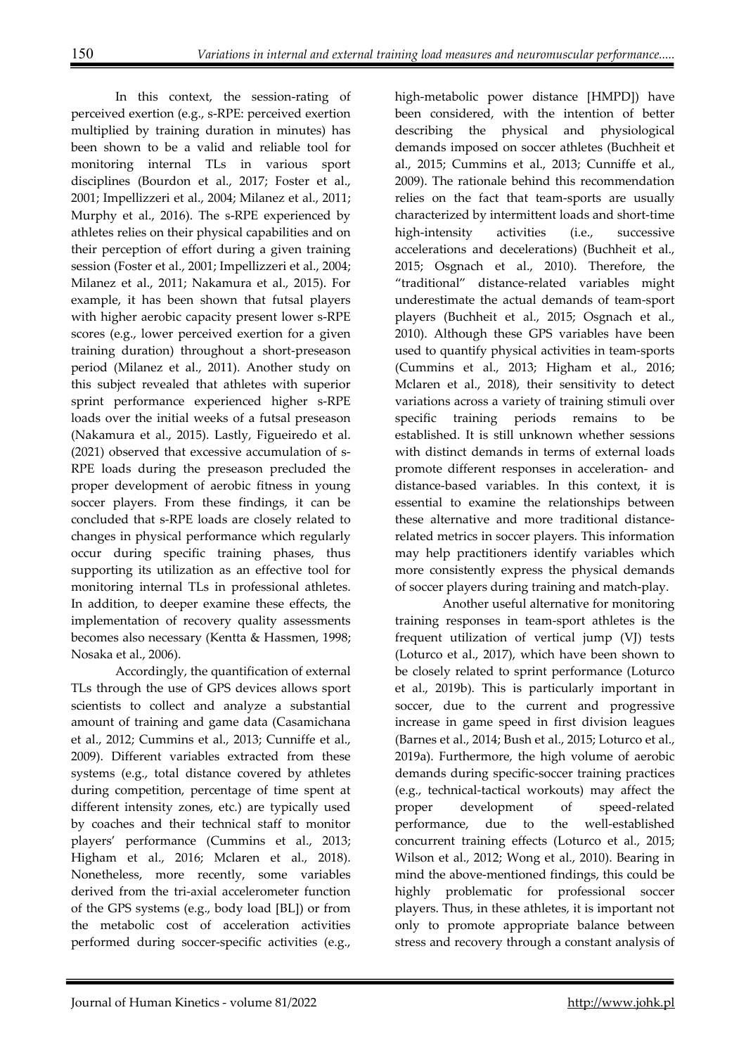In this context, the session-rating of perceived exertion (e.g., s-RPE: perceived exertion multiplied by training duration in minutes) has been shown to be a valid and reliable tool for monitoring internal TLs in various sport disciplines (Bourdon et al., 2017; Foster et al., 2001; Impellizzeri et al., 2004; Milanez et al., 2011; Murphy et al., 2016). The s-RPE experienced by athletes relies on their physical capabilities and on their perception of effort during a given training session (Foster et al., 2001; Impellizzeri et al., 2004; Milanez et al., 2011; Nakamura et al., 2015). For example, it has been shown that futsal players with higher aerobic capacity present lower s-RPE scores (e.g., lower perceived exertion for a given training duration) throughout a short-preseason period (Milanez et al., 2011). Another study on this subject revealed that athletes with superior sprint performance experienced higher s-RPE loads over the initial weeks of a futsal preseason (Nakamura et al., 2015). Lastly, Figueiredo et al. (2021) observed that excessive accumulation of s-RPE loads during the preseason precluded the proper development of aerobic fitness in young soccer players. From these findings, it can be concluded that s-RPE loads are closely related to changes in physical performance which regularly occur during specific training phases, thus supporting its utilization as an effective tool for monitoring internal TLs in professional athletes. In addition, to deeper examine these effects, the implementation of recovery quality assessments becomes also necessary (Kentta & Hassmen, 1998; Nosaka et al., 2006).

Accordingly, the quantification of external TLs through the use of GPS devices allows sport scientists to collect and analyze a substantial amount of training and game data (Casamichana et al., 2012; Cummins et al., 2013; Cunniffe et al., 2009). Different variables extracted from these systems (e.g., total distance covered by athletes during competition, percentage of time spent at different intensity zones, etc.) are typically used by coaches and their technical staff to monitor players' performance (Cummins et al., 2013; Higham et al., 2016; Mclaren et al., 2018). Nonetheless, more recently, some variables derived from the tri-axial accelerometer function of the GPS systems (e.g., body load [BL]) or from the metabolic cost of acceleration activities performed during soccer-specific activities (e.g., high-metabolic power distance [HMPD]) have been considered, with the intention of better describing the physical and physiological demands imposed on soccer athletes (Buchheit et al., 2015; Cummins et al., 2013; Cunniffe et al., 2009). The rationale behind this recommendation relies on the fact that team-sports are usually characterized by intermittent loads and short-time high-intensity activities (i.e., successive accelerations and decelerations) (Buchheit et al., 2015; Osgnach et al., 2010). Therefore, the "traditional" distance-related variables might underestimate the actual demands of team-sport players (Buchheit et al., 2015; Osgnach et al., 2010). Although these GPS variables have been used to quantify physical activities in team-sports (Cummins et al., 2013; Higham et al., 2016; Mclaren et al., 2018), their sensitivity to detect variations across a variety of training stimuli over specific training periods remains to be established. It is still unknown whether sessions with distinct demands in terms of external loads promote different responses in acceleration- and distance-based variables. In this context, it is essential to examine the relationships between these alternative and more traditional distance-related metrics in soccer players. This information may help practitioners identify variables which more consistently express the physical demands of soccer players during training and match-play.

Another useful alternative for monitoring training responses in team-sport athletes is the frequent utilization of vertical jump (VJ) tests (Loturco et al., 2017), which have been shown to be closely related to sprint performance (Loturco et al., 2019b). This is particularly important in soccer, due to the current and progressive increase in game speed in first division leagues (Barnes et al., 2014; Bush et al., 2015; Loturco et al., 2019a). Furthermore, the high volume of aerobic demands during specific-soccer training practices (e.g., technical-tactical workouts) may affect the proper development of speed-related performance, due to the well-established concurrent training effects (Loturco et al., 2015; Wilson et al., 2012; Wong et al., 2010). Bearing in mind the above-mentioned findings, this could be highly problematic for professional soccer players. Thus, in these athletes, it is important not only to promote appropriate balance between stress and recovery through a constant analysis of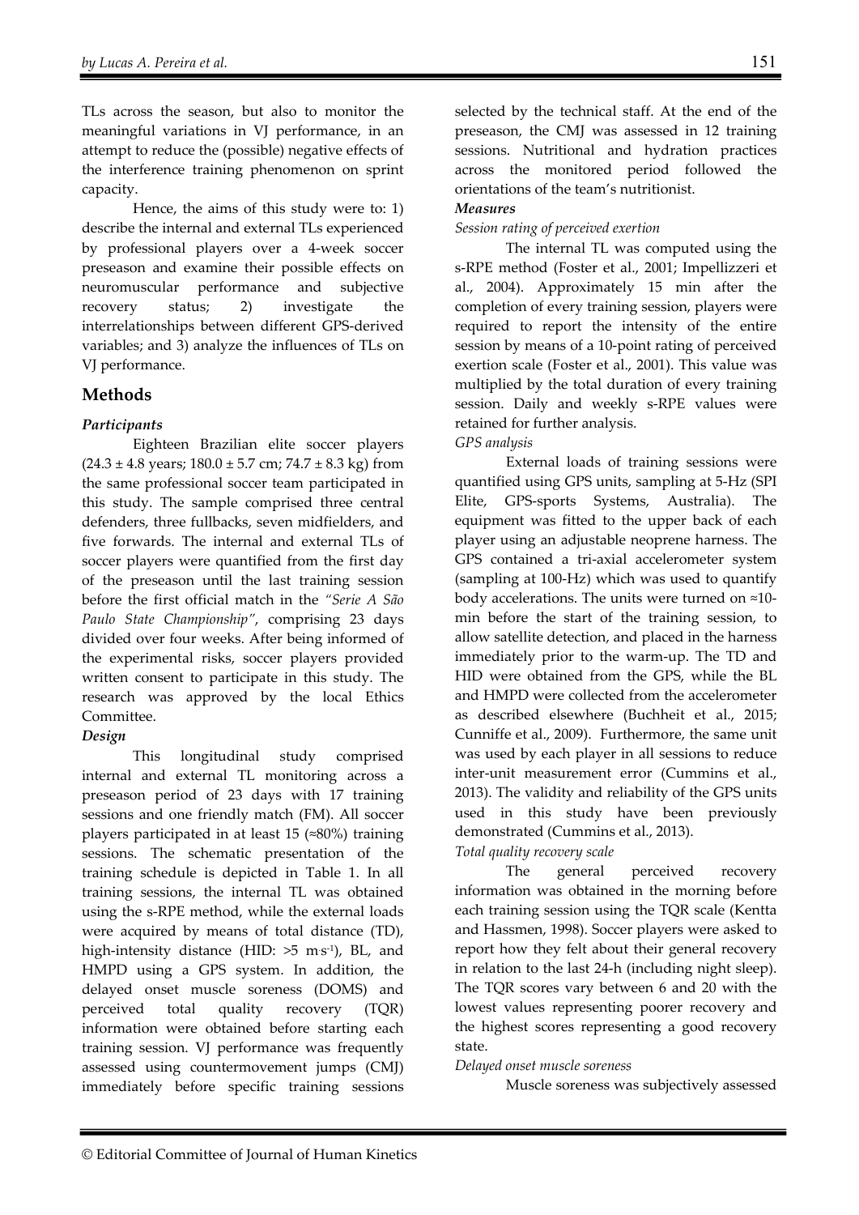TLs across the season, but also to monitor the meaningful variations in VJ performance, in an attempt to reduce the (possible) negative effects of the interference training phenomenon on sprint capacity.

Hence, the aims of this study were to: 1) describe the internal and external TLs experienced by professional players over a 4-week soccer preseason and examine their possible effects on neuromuscular performance and subjective recovery status; 2) investigate the interrelationships between different GPS-derived variables; and 3) analyze the influences of TLs on VJ performance.

## Methods

### *Participants*

Eighteen Brazilian elite soccer players (24.3 ± 4.8 years; 180.0 ± 5.7 cm; 74.7 ± 8.3 kg) from the same professional soccer team participated in this study. The sample comprised three central defenders, three fullbacks, seven midfielders, and five forwards. The internal and external TLs of soccer players were quantified from the first day of the preseason until the last training session before the first official match in the *"Serie A São Paulo State Championship"*, comprising 23 days divided over four weeks. After being informed of the experimental risks, soccer players provided written consent to participate in this study. The research was approved by the local Ethics Committee.

### *Design*

This longitudinal study comprised internal and external TL monitoring across a preseason period of 23 days with 17 training sessions and one friendly match (FM). All soccer players participated in at least 15 (≈80%) training sessions. The schematic presentation of the training schedule is depicted in Table 1. In all training sessions, the internal TL was obtained using the s-RPE method, while the external loads were acquired by means of total distance (TD), high-intensity distance (HID: >5 $m \cdot s^{-1}$), BL, and HMPD using a GPS system. In addition, the delayed onset muscle soreness (DOMS) and perceived total quality recovery (TQR) information were obtained before starting each training session. VJ performance was frequently assessed using countermovement jumps (CMJ) immediately before specific training sessions selected by the technical staff. At the end of the preseason, the CMJ was assessed in 12 training sessions. Nutritional and hydration practices across the monitored period followed the orientations of the team's nutritionist.

### *Measures*

*Session rating of perceived exertion*

The internal TL was computed using the s-RPE method (Foster et al., 2001; Impellizzeri et al., 2004). Approximately 15 min after the completion of every training session, players were required to report the intensity of the entire session by means of a 10-point rating of perceived exertion scale (Foster et al., 2001). This value was multiplied by the total duration of every training session. Daily and weekly s-RPE values were retained for further analysis.

*GPS analysis*

External loads of training sessions were quantified using GPS units, sampling at 5-Hz (SPI Elite, GPS-sports Systems, Australia). The equipment was fitted to the upper back of each player using an adjustable neoprene harness. The GPS contained a tri-axial accelerometer system (sampling at 100-Hz) which was used to quantify body accelerations. The units were turned on ≈10-min before the start of the training session, to allow satellite detection, and placed in the harness immediately prior to the warm-up. The TD and HID were obtained from the GPS, while the BL and HMPD were collected from the accelerometer as described elsewhere (Buchheit et al., 2015; Cunniffe et al., 2009). Furthermore, the same unit was used by each player in all sessions to reduce inter-unit measurement error (Cummins et al., 2013). The validity and reliability of the GPS units used in this study have been previously demonstrated (Cummins et al., 2013).

*Total quality recovery scale*

The general perceived recovery information was obtained in the morning before each training session using the TQR scale (Kentta and Hassmen, 1998). Soccer players were asked to report how they felt about their general recovery in relation to the last 24-h (including night sleep). The TQR scores vary between 6 and 20 with the lowest values representing poorer recovery and the highest scores representing a good recovery state.

*Delayed onset muscle soreness*

Muscle soreness was subjectively assessed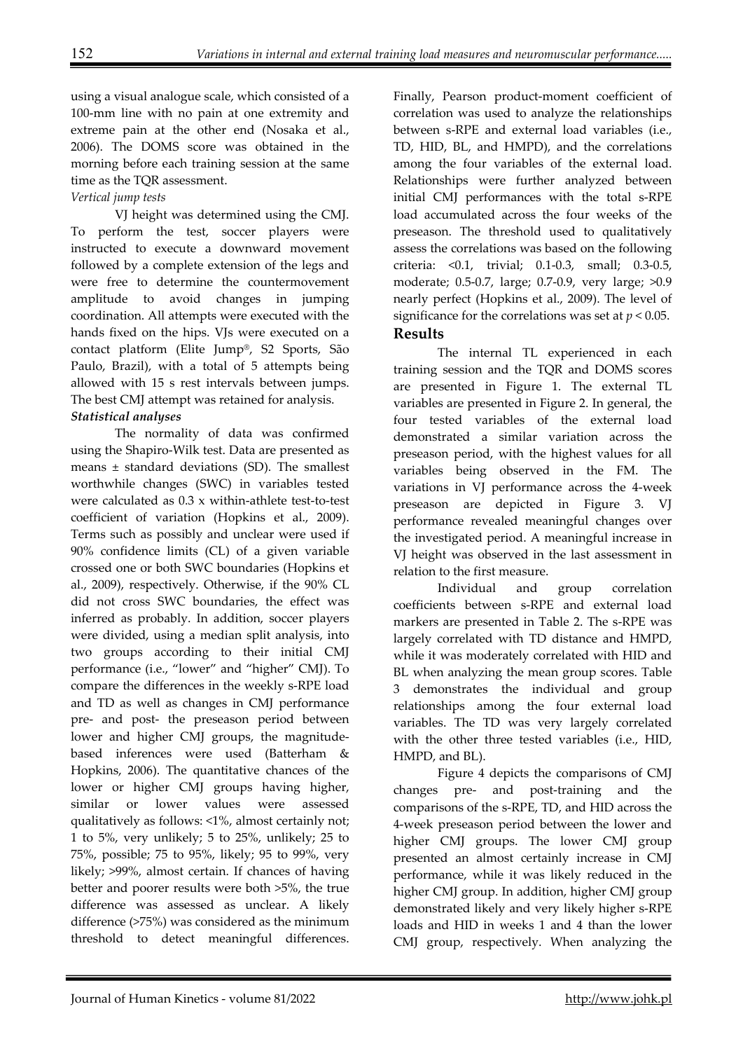using a visual analogue scale, which consisted of a 100-mm line with no pain at one extremity and extreme pain at the other end (Nosaka et al., 2006). The DOMS score was obtained in the morning before each training session at the same time as the TQR assessment.

*Vertical jump tests*

VJ height was determined using the CMJ. To perform the test, soccer players were instructed to execute a downward movement followed by a complete extension of the legs and were free to determine the countermovement amplitude to avoid changes in jumping coordination. All attempts were executed with the hands fixed on the hips. VJs were executed on a contact platform (Elite Jump®, S2 Sports, São Paulo, Brazil), with a total of 5 attempts being allowed with 15 s rest intervals between jumps. The best CMJ attempt was retained for analysis.

***Statistical analyses***

The normality of data was confirmed using the Shapiro-Wilk test. Data are presented as means ± standard deviations (SD). The smallest worthwhile changes (SWC) in variables tested were calculated as 0.3 x within-athlete test-to-test coefficient of variation (Hopkins et al., 2009). Terms such as possibly and unclear were used if 90% confidence limits (CL) of a given variable crossed one or both SWC boundaries (Hopkins et al., 2009), respectively. Otherwise, if the 90% CL did not cross SWC boundaries, the effect was inferred as probably. In addition, soccer players were divided, using a median split analysis, into two groups according to their initial CMJ performance (i.e., "lower" and "higher" CMJ). To compare the differences in the weekly s-RPE load and TD as well as changes in CMJ performance pre- and post- the preseason period between lower and higher CMJ groups, the magnitude-based inferences were used (Batterham & Hopkins, 2006). The quantitative chances of the lower or higher CMJ groups having higher, similar or lower values were assessed qualitatively as follows: <1%, almost certainly not; 1 to 5%, very unlikely; 5 to 25%, unlikely; 25 to 75%, possible; 75 to 95%, likely; 95 to 99%, very likely; >99%, almost certain. If chances of having better and poorer results were both >5%, the true difference was assessed as unclear. A likely difference (>75%) was considered as the minimum threshold to detect meaningful differences. Finally, Pearson product-moment coefficient of correlation was used to analyze the relationships between s-RPE and external load variables (i.e., TD, HID, BL, and HMPD), and the correlations among the four variables of the external load. Relationships were further analyzed between initial CMJ performances with the total s-RPE load accumulated across the four weeks of the preseason. The threshold used to qualitatively assess the correlations was based on the following criteria: <0.1, trivial; 0.1-0.3, small; 0.3-0.5, moderate; 0.5-0.7, large; 0.7-0.9, very large; >0.9 nearly perfect (Hopkins et al., 2009). The level of significance for the correlations was set at $p < 0.05$.

## Results

The internal TL experienced in each training session and the TQR and DOMS scores are presented in Figure 1. The external TL variables are presented in Figure 2. In general, the four tested variables of the external load demonstrated a similar variation across the preseason period, with the highest values for all variables being observed in the FM. The variations in VJ performance across the 4-week preseason are depicted in Figure 3. VJ performance revealed meaningful changes over the investigated period. A meaningful increase in VJ height was observed in the last assessment in relation to the first measure.

Individual and group correlation coefficients between s-RPE and external load markers are presented in Table 2. The s-RPE was largely correlated with TD distance and HMPD, while it was moderately correlated with HID and BL when analyzing the mean group scores. Table 3 demonstrates the individual and group relationships among the four external load variables. The TD was very largely correlated with the other three tested variables (i.e., HID, HMPD, and BL).

Figure 4 depicts the comparisons of CMJ changes pre- and post-training and the comparisons of the s-RPE, TD, and HID across the 4-week preseason period between the lower and higher CMJ groups. The lower CMJ group presented an almost certainly increase in CMJ performance, while it was likely reduced in the higher CMJ group. In addition, higher CMJ group demonstrated likely and very likely higher s-RPE loads and HID in weeks 1 and 4 than the lower CMJ group, respectively. When analyzing the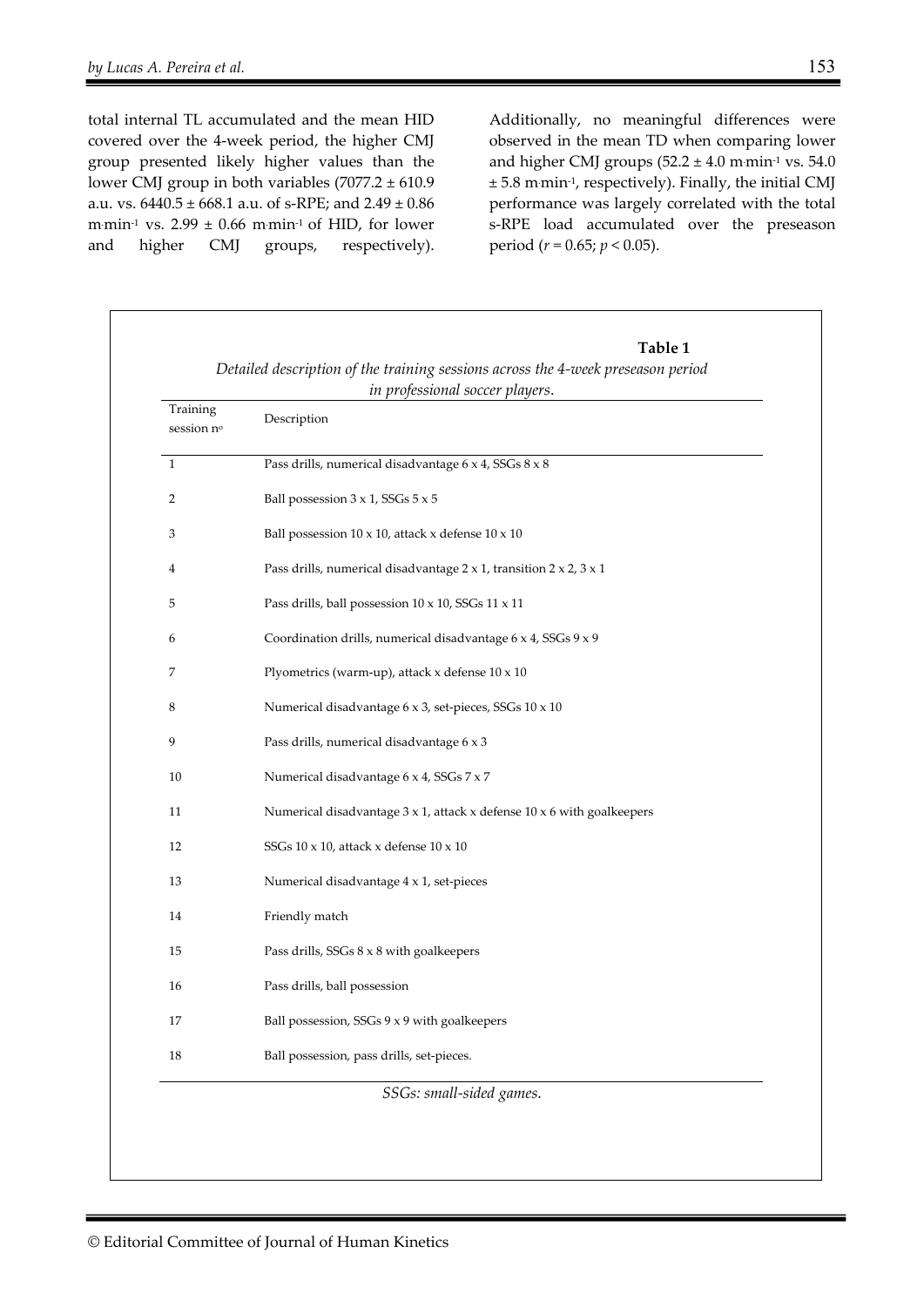total internal TL accumulated and the mean HID covered over the 4-week period, the higher CMJ group presented likely higher values than the lower CMJ group in both variables (7077.2 ± 610.9 a.u. vs. 6440.5 ± 668.1 a.u. of s-RPE; and 2.49 ± 0.86 $m \cdot min^{-1}$ vs. 2.99 ± 0.66 $m \cdot min^{-1}$ of HID, for lower and higher CMJ groups, respectively). Additionally, no meaningful differences were observed in the mean TD when comparing lower and higher CMJ groups (52.2 ± 4.0 $m \cdot min^{-1}$ vs. 54.0 ± 5.8 $m \cdot min^{-1}$, respectively). Finally, the initial CMJ performance was largely correlated with the total s-RPE load accumulated over the preseason period ($r = 0.65$; $p < 0.05$).

**Table 1**

*Detailed description of the training sessions across the 4-week preseason period in professional soccer players.*

| Training session nº | Description |
|---|---|
| 1 | Pass drills, numerical disadvantage 6 x 4, SSGs 8 x 8 |
| 2 | Ball possession 3 x 1, SSGs 5 x 5 |
| 3 | Ball possession 10 x 10, attack x defense 10 x 10 |
| 4 | Pass drills, numerical disadvantage 2 x 1, transition 2 x 2, 3 x 1 |
| 5 | Pass drills, ball possession 10 x 10, SSGs 11 x 11 |
| 6 | Coordination drills, numerical disadvantage 6 x 4, SSGs 9 x 9 |
| 7 | Plyometrics (warm-up), attack x defense 10 x 10 |
| 8 | Numerical disadvantage 6 x 3, set-pieces, SSGs 10 x 10 |
| 9 | Pass drills, numerical disadvantage 6 x 3 |
| 10 | Numerical disadvantage 6 x 4, SSGs 7 x 7 |
| 11 | Numerical disadvantage 3 x 1, attack x defense 10 x 6 with goalkeepers |
| 12 | SSGs 10 x 10, attack x defense 10 x 10 |
| 13 | Numerical disadvantage 4 x 1, set-pieces |
| 14 | Friendly match |
| 15 | Pass drills, SSGs 8 x 8 with goalkeepers |
| 16 | Pass drills, ball possession |
| 17 | Ball possession, SSGs 9 x 9 with goalkeepers |
| 18 | Ball possession, pass drills, set-pieces. |

*SSGs: small-sided games.*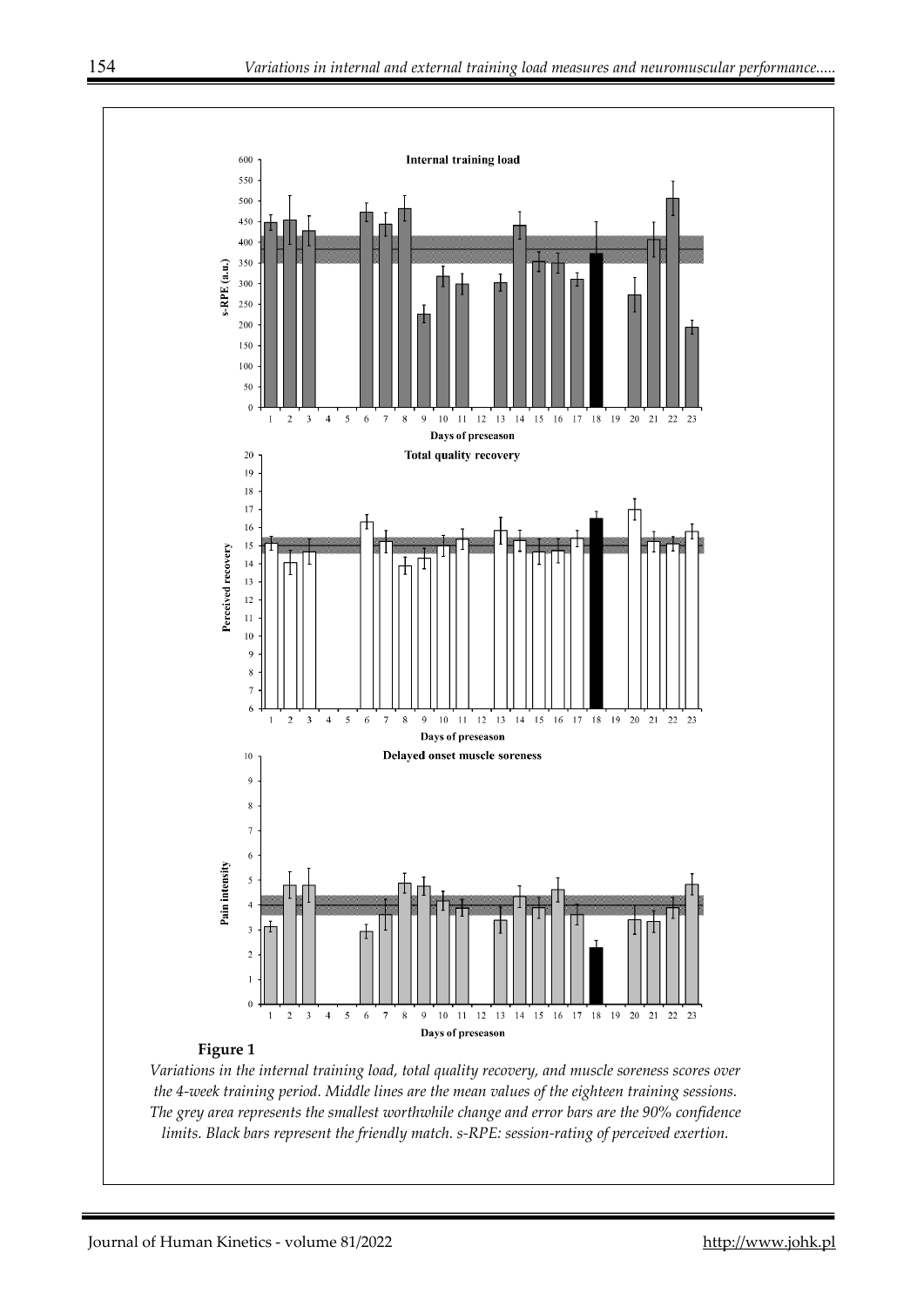**Figure 1**

*Variations in the internal training load, total quality recovery, and muscle soreness scores over the 4-week training period. Middle lines are the mean values of the eighteen training sessions. The grey area represents the smallest worthwhile change and error bars are the 90% confidence limits. Black bars represent the friendly match. s-RPE: session-rating of perceived exertion.*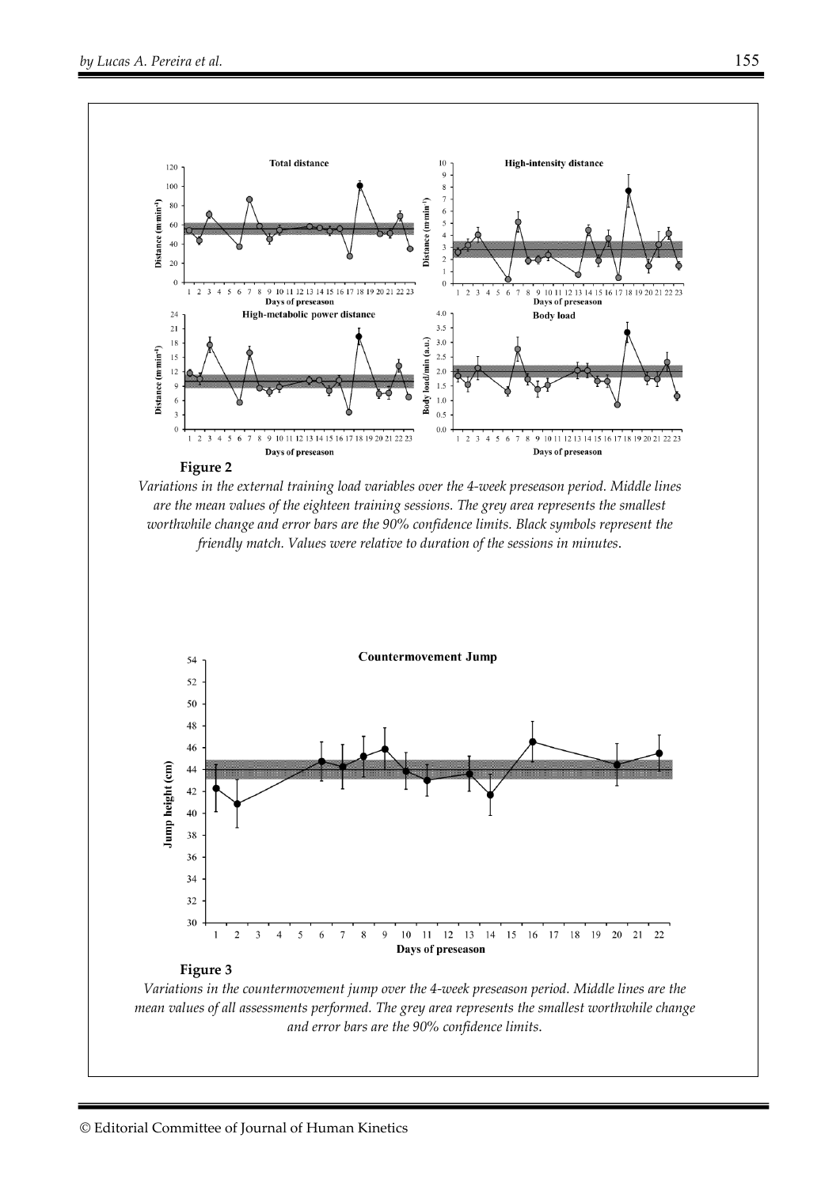**Figure 2**

*Variations in the external training load variables over the 4-week preseason period. Middle lines are the mean values of the eighteen training sessions. The grey area represents the smallest worthwhile change and error bars are the 90% confidence limits. Black symbols represent the friendly match. Values were relative to duration of the sessions in minutes.*

**Figure 3**

*Variations in the countermovement jump over the 4-week preseason period. Middle lines are the mean values of all assessments performed. The grey area represents the smallest worthwhile change and error bars are the 90% confidence limits.*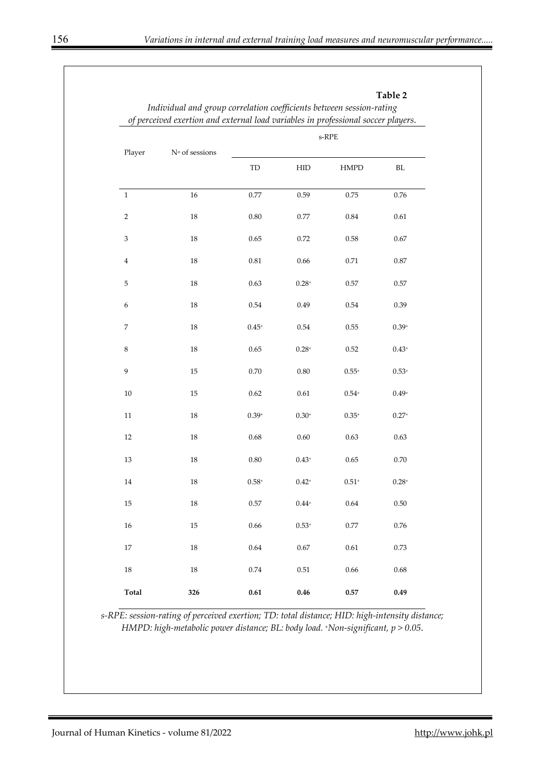**Table 2**

*Individual and group correlation coefficients between session-rating of perceived exertion and external load variables in professional soccer players.*

| Player | Nº of sessions | s-RPE | | | |
|---|---|---|---|---|---|
| | | TD | HID | HMPD | BL |
| 1 | 16 | 0.77 | 0.59 | 0.75 | 0.76 |
| 2 | 18 | 0.80 | 0.77 | 0.84 | 0.61 |
| 3 | 18 | 0.65 | 0.72 | 0.58 | 0.67 |
| 4 | 18 | 0.81 | 0.66 | 0.71 | 0.87 |
| 5 | 18 | 0.63 | 0.28+ | 0.57 | 0.57 |
| 6 | 18 | 0.54 | 0.49 | 0.54 | 0.39 |
| 7 | 18 | 0.45+ | 0.54 | 0.55 | 0.39+ |
| 8 | 18 | 0.65 | 0.28+ | 0.52 | 0.43+ |
| 9 | 15 | 0.70 | 0.80 | 0.55+ | 0.53+ |
| 10 | 15 | 0.62 | 0.61 | 0.54+ | 0.49+ |
| 11 | 18 | 0.39+ | 0.30+ | 0.35+ | 0.27+ |
| 12 | 18 | 0.68 | 0.60 | 0.63 | 0.63 |
| 13 | 18 | 0.80 | 0.43+ | 0.65 | 0.70 |
| 14 | 18 | 0.58+ | 0.42+ | 0.51+ | 0.28+ |
| 15 | 18 | 0.57 | 0.44+ | 0.64 | 0.50 |
| 16 | 15 | 0.66 | 0.53+ | 0.77 | 0.76 |
| 17 | 18 | 0.64 | 0.67 | 0.61 | 0.73 |
| 18 | 18 | 0.74 | 0.51 | 0.66 | 0.68 |
| **Total** | **326** | **0.61** | **0.46** | **0.57** | **0.49** |

*s-RPE: session-rating of perceived exertion; TD: total distance; HID: high-intensity distance; HMPD: high-metabolic power distance; BL: body load. +Non-significant, $p > 0.05$.*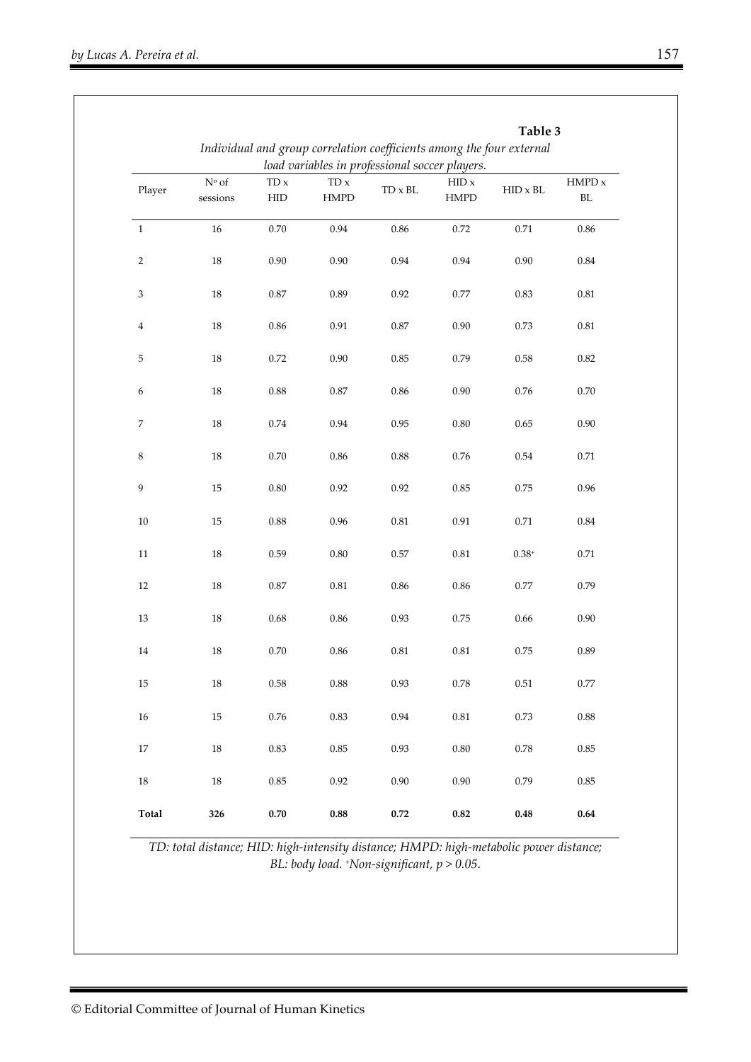**Table 3**

*Individual and group correlation coefficients among the four external load variables in professional soccer players.*

| Player | Nº of sessions | TD x HID | TD x HMPD | TD x BL | HID x HMPD | HID x BL | HMPD x BL |
|---|---|---|---|---|---|---|---|
| 1 | 16 | 0.70 | 0.94 | 0.86 | 0.72 | 0.71 | 0.86 |
| 2 | 18 | 0.90 | 0.90 | 0.94 | 0.94 | 0.90 | 0.84 |
| 3 | 18 | 0.87 | 0.89 | 0.92 | 0.77 | 0.83 | 0.81 |
| 4 | 18 | 0.86 | 0.91 | 0.87 | 0.90 | 0.73 | 0.81 |
| 5 | 18 | 0.72 | 0.90 | 0.85 | 0.79 | 0.58 | 0.82 |
| 6 | 18 | 0.88 | 0.87 | 0.86 | 0.90 | 0.76 | 0.70 |
| 7 | 18 | 0.74 | 0.94 | 0.95 | 0.80 | 0.65 | 0.90 |
| 8 | 18 | 0.70 | 0.86 | 0.88 | 0.76 | 0.54 | 0.71 |
| 9 | 15 | 0.80 | 0.92 | 0.92 | 0.85 | 0.75 | 0.96 |
| 10 | 15 | 0.88 | 0.96 | 0.81 | 0.91 | 0.71 | 0.84 |
| 11 | 18 | 0.59 | 0.80 | 0.57 | 0.81 | 0.38+ | 0.71 |
| 12 | 18 | 0.87 | 0.81 | 0.86 | 0.86 | 0.77 | 0.79 |
| 13 | 18 | 0.68 | 0.86 | 0.93 | 0.75 | 0.66 | 0.90 |
| 14 | 18 | 0.70 | 0.86 | 0.81 | 0.81 | 0.75 | 0.89 |
| 15 | 18 | 0.58 | 0.88 | 0.93 | 0.78 | 0.51 | 0.77 |
| 16 | 15 | 0.76 | 0.83 | 0.94 | 0.81 | 0.73 | 0.88 |
| 17 | 18 | 0.83 | 0.85 | 0.93 | 0.80 | 0.78 | 0.85 |
| 18 | 18 | 0.85 | 0.92 | 0.90 | 0.90 | 0.79 | 0.85 |
| **Total** | **326** | **0.70** | **0.88** | **0.72** | **0.82** | **0.48** | **0.64** |

*TD: total distance; HID: high-intensity distance; HMPD: high-metabolic power distance; BL: body load. +Non-significant, $p > 0.05$.*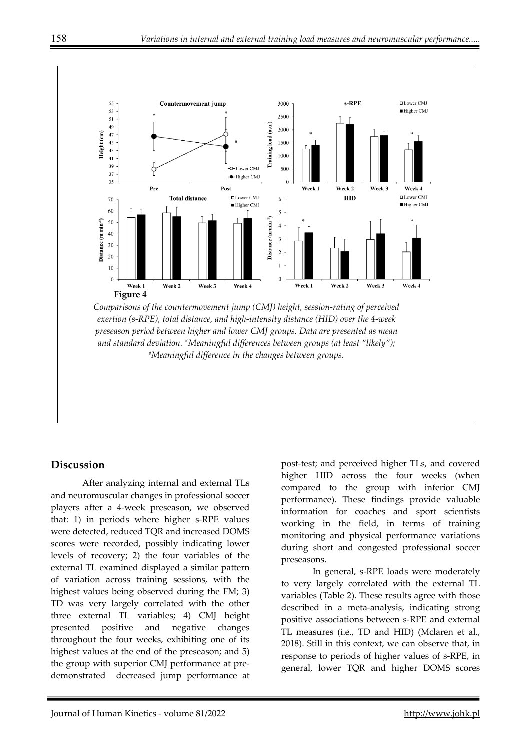**Figure 4**

*Comparisons of the countermovement jump (CMJ) height, session-rating of perceived exertion (s-RPE), total distance, and high-intensity distance (HID) over the 4-week preseason period between higher and lower CMJ groups. Data are presented as mean and standard deviation. \*Meaningful differences between groups (at least "likely"); #Meaningful difference in the changes between groups.*

## Discussion

After analyzing internal and external TLs and neuromuscular changes in professional soccer players after a 4-week preseason, we observed that: 1) in periods where higher s-RPE values were detected, reduced TQR and increased DOMS scores were recorded, possibly indicating lower levels of recovery; 2) the four variables of the external TL examined displayed a similar pattern of variation across training sessions, with the highest values being observed during the FM; 3) TD was very largely correlated with the other three external TL variables; 4) CMJ height presented positive and negative changes throughout the four weeks, exhibiting one of its highest values at the end of the preseason; and 5) the group with superior CMJ performance at pre-demonstrated decreased jump performance at post-test; and perceived higher TLs, and covered higher HID across the four weeks (when compared to the group with inferior CMJ performance). These findings provide valuable information for coaches and sport scientists working in the field, in terms of training monitoring and physical performance variations during short and congested professional soccer preseasons.

In general, s-RPE loads were moderately to very largely correlated with the external TL variables (Table 2). These results agree with those described in a meta-analysis, indicating strong positive associations between s-RPE and external TL measures (i.e., TD and HID) (Mclaren et al., 2018). Still in this context, we can observe that, in response to periods of higher values of s-RPE, in general, lower TQR and higher DOMS scores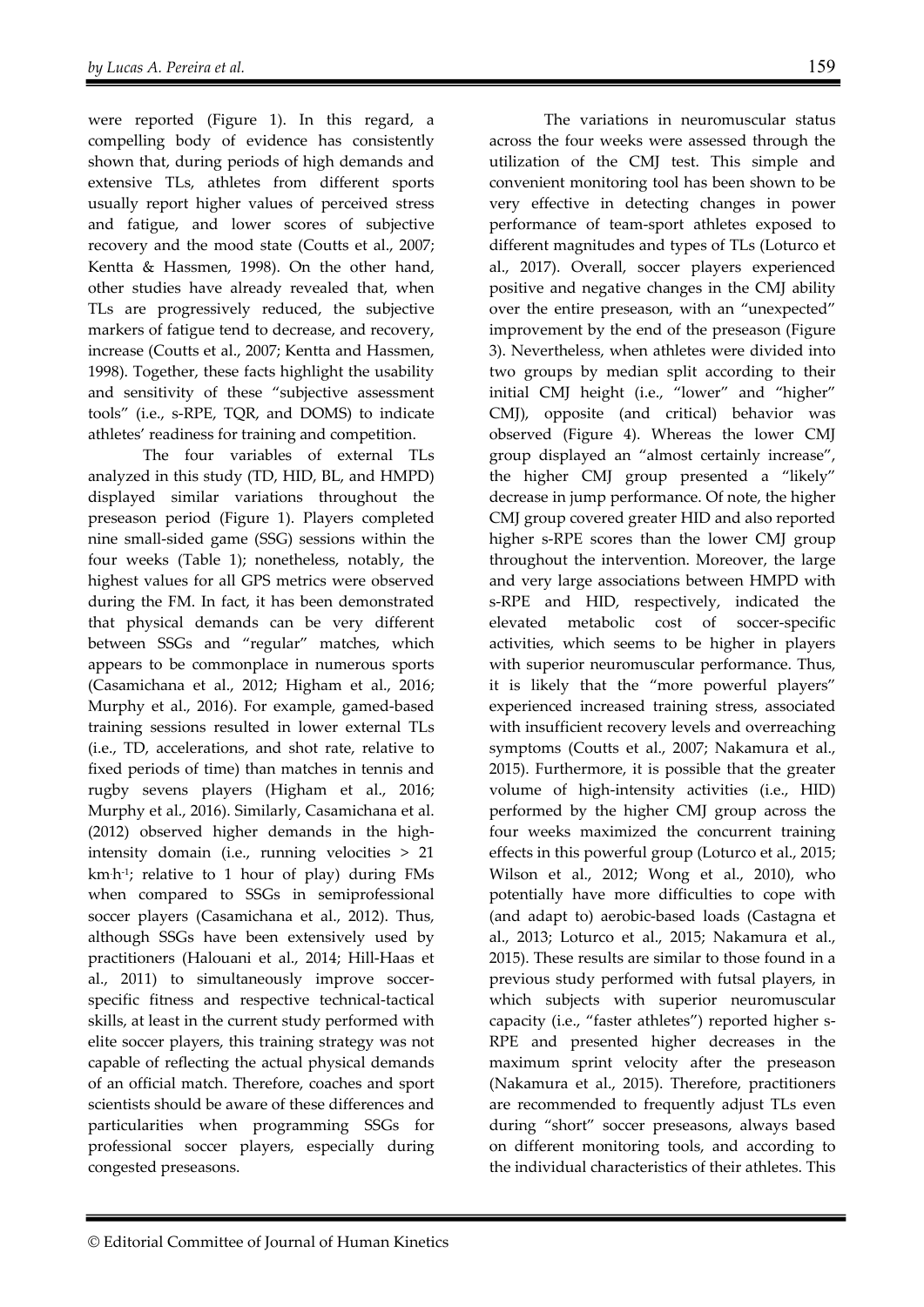were reported (Figure 1). In this regard, a compelling body of evidence has consistently shown that, during periods of high demands and extensive TLs, athletes from different sports usually report higher values of perceived stress and fatigue, and lower scores of subjective recovery and the mood state (Coutts et al., 2007; Kentta & Hassmen, 1998). On the other hand, other studies have already revealed that, when TLs are progressively reduced, the subjective markers of fatigue tend to decrease, and recovery, increase (Coutts et al., 2007; Kentta and Hassmen, 1998). Together, these facts highlight the usability and sensitivity of these "subjective assessment tools" (i.e., s-RPE, TQR, and DOMS) to indicate athletes' readiness for training and competition.

The four variables of external TLs analyzed in this study (TD, HID, BL, and HMPD) displayed similar variations throughout the preseason period (Figure 1). Players completed nine small-sided game (SSG) sessions within the four weeks (Table 1); nonetheless, notably, the highest values for all GPS metrics were observed during the FM. In fact, it has been demonstrated that physical demands can be very different between SSGs and "regular" matches, which appears to be commonplace in numerous sports (Casamichana et al., 2012; Higham et al., 2016; Murphy et al., 2016). For example, gamed-based training sessions resulted in lower external TLs (i.e., TD, accelerations, and shot rate, relative to fixed periods of time) than matches in tennis and rugby sevens players (Higham et al., 2016; Murphy et al., 2016). Similarly, Casamichana et al. (2012) observed higher demands in the high-intensity domain (i.e., running velocities > 21 $km \cdot h^{-1}$; relative to 1 hour of play) during FMs when compared to SSGs in semiprofessional soccer players (Casamichana et al., 2012). Thus, although SSGs have been extensively used by practitioners (Halouani et al., 2014; Hill-Haas et al., 2011) to simultaneously improve soccer-specific fitness and respective technical-tactical skills, at least in the current study performed with elite soccer players, this training strategy was not capable of reflecting the actual physical demands of an official match. Therefore, coaches and sport scientists should be aware of these differences and particularities when programming SSGs for professional soccer players, especially during congested preseasons.

The variations in neuromuscular status across the four weeks were assessed through the utilization of the CMJ test. This simple and convenient monitoring tool has been shown to be very effective in detecting changes in power performance of team-sport athletes exposed to different magnitudes and types of TLs (Loturco et al., 2017). Overall, soccer players experienced positive and negative changes in the CMJ ability over the entire preseason, with an "unexpected" improvement by the end of the preseason (Figure 3). Nevertheless, when athletes were divided into two groups by median split according to their initial CMJ height (i.e., "lower" and "higher" CMJ), opposite (and critical) behavior was observed (Figure 4). Whereas the lower CMJ group displayed an "almost certainly increase", the higher CMJ group presented a "likely" decrease in jump performance. Of note, the higher CMJ group covered greater HID and also reported higher s-RPE scores than the lower CMJ group throughout the intervention. Moreover, the large and very large associations between HMPD with s-RPE and HID, respectively, indicated the elevated metabolic cost of soccer-specific activities, which seems to be higher in players with superior neuromuscular performance. Thus, it is likely that the "more powerful players" experienced increased training stress, associated with insufficient recovery levels and overreaching symptoms (Coutts et al., 2007; Nakamura et al., 2015). Furthermore, it is possible that the greater volume of high-intensity activities (i.e., HID) performed by the higher CMJ group across the four weeks maximized the concurrent training effects in this powerful group (Loturco et al., 2015; Wilson et al., 2012; Wong et al., 2010), who potentially have more difficulties to cope with (and adapt to) aerobic-based loads (Castagna et al., 2013; Loturco et al., 2015; Nakamura et al., 2015). These results are similar to those found in a previous study performed with futsal players, in which subjects with superior neuromuscular capacity (i.e., "faster athletes") reported higher s-RPE and presented higher decreases in the maximum sprint velocity after the preseason (Nakamura et al., 2015). Therefore, practitioners are recommended to frequently adjust TLs even during "short" soccer preseasons, always based on different monitoring tools, and according to the individual characteristics of their athletes. This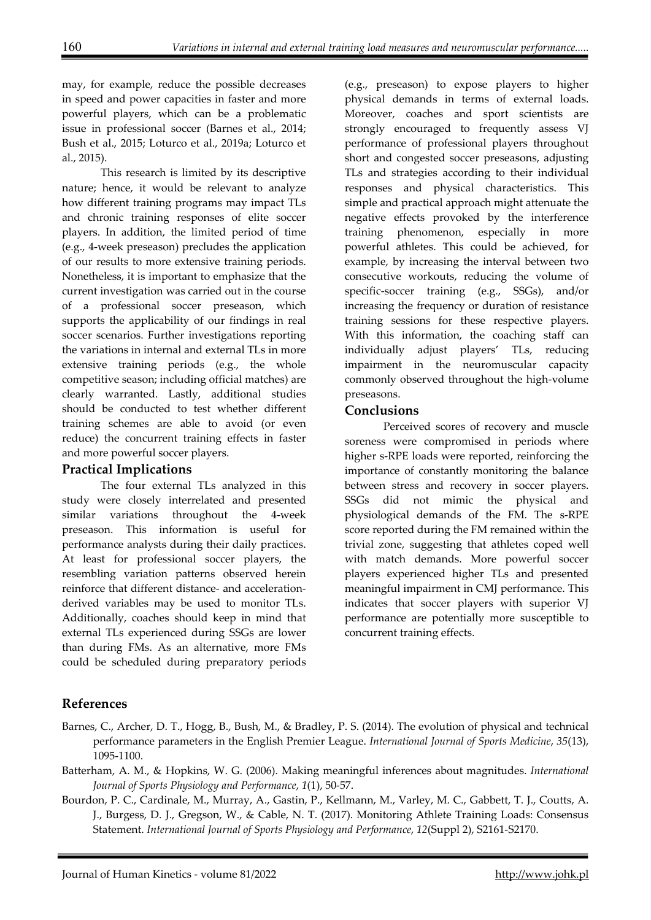may, for example, reduce the possible decreases in speed and power capacities in faster and more powerful players, which can be a problematic issue in professional soccer (Barnes et al., 2014; Bush et al., 2015; Loturco et al., 2019a; Loturco et al., 2015).

This research is limited by its descriptive nature; hence, it would be relevant to analyze how different training programs may impact TLs and chronic training responses of elite soccer players. In addition, the limited period of time (e.g., 4-week preseason) precludes the application of our results to more extensive training periods. Nonetheless, it is important to emphasize that the current investigation was carried out in the course of a professional soccer preseason, which supports the applicability of our findings in real soccer scenarios. Further investigations reporting the variations in internal and external TLs in more extensive training periods (e.g., the whole competitive season; including official matches) are clearly warranted. Lastly, additional studies should be conducted to test whether different training schemes are able to avoid (or even reduce) the concurrent training effects in faster and more powerful soccer players.

## Practical Implications

The four external TLs analyzed in this study were closely interrelated and presented similar variations throughout the 4-week preseason. This information is useful for performance analysts during their daily practices. At least for professional soccer players, the resembling variation patterns observed herein reinforce that different distance- and acceleration-derived variables may be used to monitor TLs. Additionally, coaches should keep in mind that external TLs experienced during SSGs are lower than during FMs. As an alternative, more FMs could be scheduled during preparatory periods (e.g., preseason) to expose players to higher physical demands in terms of external loads. Moreover, coaches and sport scientists are strongly encouraged to frequently assess VJ performance of professional players throughout short and congested soccer preseasons, adjusting TLs and strategies according to their individual responses and physical characteristics. This simple and practical approach might attenuate the negative effects provoked by the interference training phenomenon, especially in more powerful athletes. This could be achieved, for example, by increasing the interval between two consecutive workouts, reducing the volume of specific-soccer training (e.g., SSGs), and/or increasing the frequency or duration of resistance training sessions for these respective players. With this information, the coaching staff can individually adjust players' TLs, reducing impairment in the neuromuscular capacity commonly observed throughout the high-volume preseasons.

## Conclusions

Perceived scores of recovery and muscle soreness were compromised in periods where higher s-RPE loads were reported, reinforcing the importance of constantly monitoring the balance between stress and recovery in soccer players. SSGs did not mimic the physical and physiological demands of the FM. The s-RPE score reported during the FM remained within the trivial zone, suggesting that athletes coped well with match demands. More powerful soccer players experienced higher TLs and presented meaningful impairment in CMJ performance. This indicates that soccer players with superior VJ performance are potentially more susceptible to concurrent training effects.

## References

Barnes, C., Archer, D. T., Hogg, B., Bush, M., & Bradley, P. S. (2014). The evolution of physical and technical performance parameters in the English Premier League. *International Journal of Sports Medicine*, *35*(13), 1095-1100.

Batterham, A. M., & Hopkins, W. G. (2006). Making meaningful inferences about magnitudes. *International Journal of Sports Physiology and Performance*, *1*(1), 50-57.

Bourdon, P. C., Cardinale, M., Murray, A., Gastin, P., Kellmann, M., Varley, M. C., Gabbett, T. J., Coutts, A. J., Burgess, D. J., Gregson, W., & Cable, N. T. (2017). Monitoring Athlete Training Loads: Consensus Statement. *International Journal of Sports Physiology and Performance*, *12*(Suppl 2), S2161-S2170.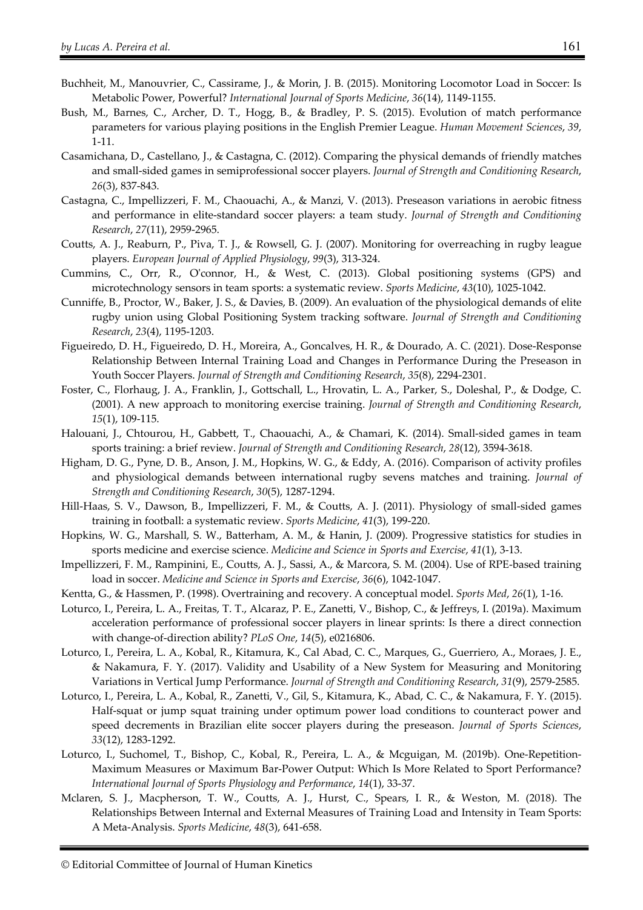Buchheit, M., Manouvrier, C., Cassirame, J., & Morin, J. B. (2015). Monitoring Locomotor Load in Soccer: Is Metabolic Power, Powerful? *International Journal of Sports Medicine*, *36*(14), 1149-1155.

Bush, M., Barnes, C., Archer, D. T., Hogg, B., & Bradley, P. S. (2015). Evolution of match performance parameters for various playing positions in the English Premier League. *Human Movement Sciences*, *39*, 1-11.

Casamichana, D., Castellano, J., & Castagna, C. (2012). Comparing the physical demands of friendly matches and small-sided games in semiprofessional soccer players. *Journal of Strength and Conditioning Research*, *26*(3), 837-843.

Castagna, C., Impellizzeri, F. M., Chaouachi, A., & Manzi, V. (2013). Preseason variations in aerobic fitness and performance in elite-standard soccer players: a team study. *Journal of Strength and Conditioning Research*, *27*(11), 2959-2965.

Coutts, A. J., Reaburn, P., Piva, T. J., & Rowsell, G. J. (2007). Monitoring for overreaching in rugby league players. *European Journal of Applied Physiology*, *99*(3), 313-324.

Cummins, C., Orr, R., O'connor, H., & West, C. (2013). Global positioning systems (GPS) and microtechnology sensors in team sports: a systematic review. *Sports Medicine*, *43*(10), 1025-1042.

Cunniffe, B., Proctor, W., Baker, J. S., & Davies, B. (2009). An evaluation of the physiological demands of elite rugby union using Global Positioning System tracking software. *Journal of Strength and Conditioning Research*, *23*(4), 1195-1203.

Figueiredo, D. H., Figueiredo, D. H., Moreira, A., Goncalves, H. R., & Dourado, A. C. (2021). Dose-Response Relationship Between Internal Training Load and Changes in Performance During the Preseason in Youth Soccer Players. *Journal of Strength and Conditioning Research*, *35*(8), 2294-2301.

Foster, C., Florhaug, J. A., Franklin, J., Gottschall, L., Hrovatin, L. A., Parker, S., Doleshal, P., & Dodge, C. (2001). A new approach to monitoring exercise training. *Journal of Strength and Conditioning Research*, *15*(1), 109-115.

Halouani, J., Chtourou, H., Gabbett, T., Chaouachi, A., & Chamari, K. (2014). Small-sided games in team sports training: a brief review. *Journal of Strength and Conditioning Research*, *28*(12), 3594-3618.

Higham, D. G., Pyne, D. B., Anson, J. M., Hopkins, W. G., & Eddy, A. (2016). Comparison of activity profiles and physiological demands between international rugby sevens matches and training. *Journal of Strength and Conditioning Research*, *30*(5), 1287-1294.

Hill-Haas, S. V., Dawson, B., Impellizzeri, F. M., & Coutts, A. J. (2011). Physiology of small-sided games training in football: a systematic review. *Sports Medicine*, *41*(3), 199-220.

Hopkins, W. G., Marshall, S. W., Batterham, A. M., & Hanin, J. (2009). Progressive statistics for studies in sports medicine and exercise science. *Medicine and Science in Sports and Exercise*, *41*(1), 3-13.

Impellizzeri, F. M., Rampinini, E., Coutts, A. J., Sassi, A., & Marcora, S. M. (2004). Use of RPE-based training load in soccer. *Medicine and Science in Sports and Exercise*, *36*(6), 1042-1047.

Kentta, G., & Hassmen, P. (1998). Overtraining and recovery. A conceptual model. *Sports Med*, *26*(1), 1-16.

Loturco, I., Pereira, L. A., Freitas, T. T., Alcaraz, P. E., Zanetti, V., Bishop, C., & Jeffreys, I. (2019a). Maximum acceleration performance of professional soccer players in linear sprints: Is there a direct connection with change-of-direction ability? *PLoS One*, *14*(5), e0216806.

Loturco, I., Pereira, L. A., Kobal, R., Kitamura, K., Cal Abad, C. C., Marques, G., Guerriero, A., Moraes, J. E., & Nakamura, F. Y. (2017). Validity and Usability of a New System for Measuring and Monitoring Variations in Vertical Jump Performance. *Journal of Strength and Conditioning Research*, *31*(9), 2579-2585.

Loturco, I., Pereira, L. A., Kobal, R., Zanetti, V., Gil, S., Kitamura, K., Abad, C. C., & Nakamura, F. Y. (2015). Half-squat or jump squat training under optimum power load conditions to counteract power and speed decrements in Brazilian elite soccer players during the preseason. *Journal of Sports Sciences*, *33*(12), 1283-1292.

Loturco, I., Suchomel, T., Bishop, C., Kobal, R., Pereira, L. A., & Mcguigan, M. (2019b). One-Repetition-Maximum Measures or Maximum Bar-Power Output: Which Is More Related to Sport Performance? *International Journal of Sports Physiology and Performance*, *14*(1), 33-37.

Mclaren, S. J., Macpherson, T. W., Coutts, A. J., Hurst, C., Spears, I. R., & Weston, M. (2018). The Relationships Between Internal and External Measures of Training Load and Intensity in Team Sports: A Meta-Analysis. *Sports Medicine*, *48*(3), 641-658.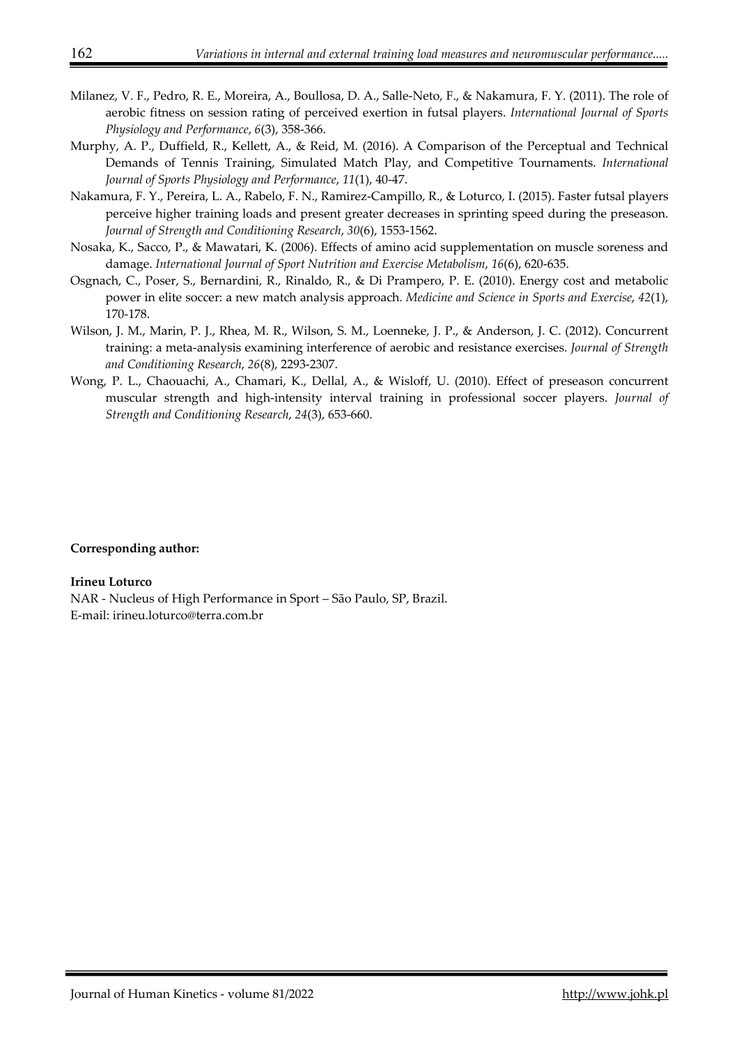Milanez, V. F., Pedro, R. E., Moreira, A., Boullosa, D. A., Salle-Neto, F., & Nakamura, F. Y. (2011). The role of aerobic fitness on session rating of perceived exertion in futsal players. *International Journal of Sports Physiology and Performance*, *6*(3), 358-366.

Murphy, A. P., Duffield, R., Kellett, A., & Reid, M. (2016). A Comparison of the Perceptual and Technical Demands of Tennis Training, Simulated Match Play, and Competitive Tournaments. *International Journal of Sports Physiology and Performance*, *11*(1), 40-47.

Nakamura, F. Y., Pereira, L. A., Rabelo, F. N., Ramirez-Campillo, R., & Loturco, I. (2015). Faster futsal players perceive higher training loads and present greater decreases in sprinting speed during the preseason. *Journal of Strength and Conditioning Research*, *30*(6), 1553-1562.

Nosaka, K., Sacco, P., & Mawatari, K. (2006). Effects of amino acid supplementation on muscle soreness and damage. *International Journal of Sport Nutrition and Exercise Metabolism*, *16*(6), 620-635.

Osgnach, C., Poser, S., Bernardini, R., Rinaldo, R., & Di Prampero, P. E. (2010). Energy cost and metabolic power in elite soccer: a new match analysis approach. *Medicine and Science in Sports and Exercise*, *42*(1), 170-178.

Wilson, J. M., Marin, P. J., Rhea, M. R., Wilson, S. M., Loenneke, J. P., & Anderson, J. C. (2012). Concurrent training: a meta-analysis examining interference of aerobic and resistance exercises. *Journal of Strength and Conditioning Research*, *26*(8), 2293-2307.

Wong, P. L., Chaouachi, A., Chamari, K., Dellal, A., & Wisloff, U. (2010). Effect of preseason concurrent muscular strength and high-intensity interval training in professional soccer players. *Journal of Strength and Conditioning Research*, *24*(3), 653-660.

**Corresponding author:**

**Irineu Loturco**

NAR - Nucleus of High Performance in Sport – São Paulo, SP, Brazil.

E-mail: irineu.loturco@terra.com.br